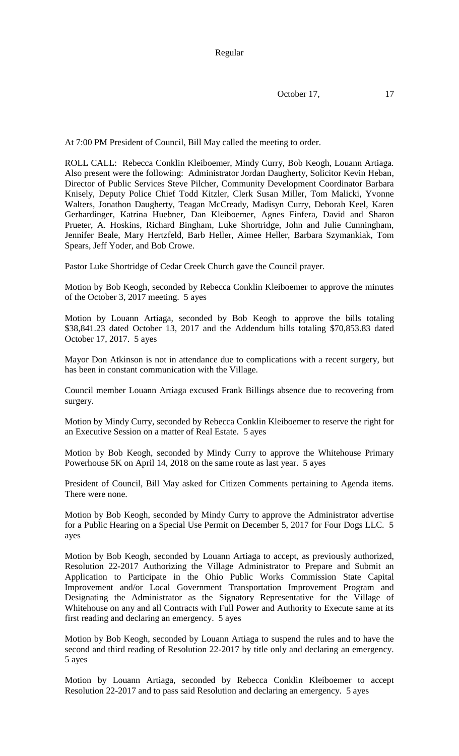Regular

October 17, 17

At 7:00 PM President of Council, Bill May called the meeting to order.

ROLL CALL: Rebecca Conklin Kleiboemer, Mindy Curry, Bob Keogh, Louann Artiaga. Also present were the following: Administrator Jordan Daugherty, Solicitor Kevin Heban, Director of Public Services Steve Pilcher, Community Development Coordinator Barbara Knisely, Deputy Police Chief Todd Kitzler, Clerk Susan Miller, Tom Malicki, Yvonne Walters, Jonathon Daugherty, Teagan McCready, Madisyn Curry, Deborah Keel, Karen Gerhardinger, Katrina Huebner, Dan Kleiboemer, Agnes Finfera, David and Sharon Prueter, A. Hoskins, Richard Bingham, Luke Shortridge, John and Julie Cunningham, Jennifer Beale, Mary Hertzfeld, Barb Heller, Aimee Heller, Barbara Szymankiak, Tom Spears, Jeff Yoder, and Bob Crowe.

Pastor Luke Shortridge of Cedar Creek Church gave the Council prayer.

Motion by Bob Keogh, seconded by Rebecca Conklin Kleiboemer to approve the minutes of the October 3, 2017 meeting. 5 ayes

Motion by Louann Artiaga, seconded by Bob Keogh to approve the bills totaling $38,841.23 dated October 13, 2017 and the Addendum bills totaling $70,853.83 dated October 17, 2017. 5 ayes

Mayor Don Atkinson is not in attendance due to complications with a recent surgery, but has been in constant communication with the Village.

Council member Louann Artiaga excused Frank Billings absence due to recovering from surgery.

Motion by Mindy Curry, seconded by Rebecca Conklin Kleiboemer to reserve the right for an Executive Session on a matter of Real Estate. 5 ayes

Motion by Bob Keogh, seconded by Mindy Curry to approve the Whitehouse Primary Powerhouse 5K on April 14, 2018 on the same route as last year. 5 ayes

President of Council, Bill May asked for Citizen Comments pertaining to Agenda items. There were none.

Motion by Bob Keogh, seconded by Mindy Curry to approve the Administrator advertise for a Public Hearing on a Special Use Permit on December 5, 2017 for Four Dogs LLC. 5 ayes

Motion by Bob Keogh, seconded by Louann Artiaga to accept, as previously authorized, Resolution 22-2017 Authorizing the Village Administrator to Prepare and Submit an Application to Participate in the Ohio Public Works Commission State Capital Improvement and/or Local Government Transportation Improvement Program and Designating the Administrator as the Signatory Representative for the Village of Whitehouse on any and all Contracts with Full Power and Authority to Execute same at its first reading and declaring an emergency. 5 ayes

Motion by Bob Keogh, seconded by Louann Artiaga to suspend the rules and to have the second and third reading of Resolution 22-2017 by title only and declaring an emergency. 5 ayes

Motion by Louann Artiaga, seconded by Rebecca Conklin Kleiboemer to accept Resolution 22-2017 and to pass said Resolution and declaring an emergency. 5 ayes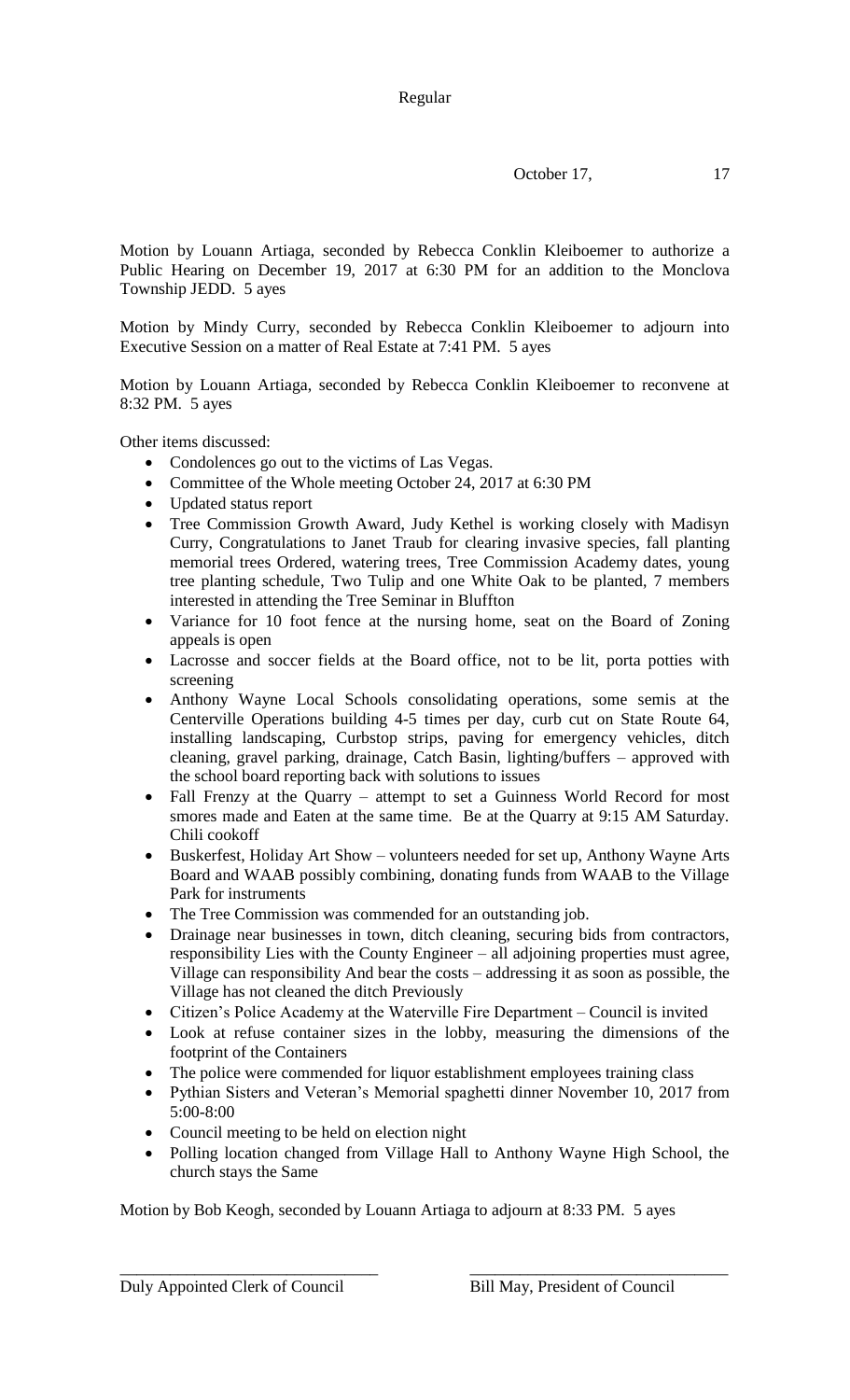Regular

October 17, 17

Motion by Louann Artiaga, seconded by Rebecca Conklin Kleiboemer to authorize a Public Hearing on December 19, 2017 at 6:30 PM for an addition to the Monclova Township JEDD. 5 ayes

Motion by Mindy Curry, seconded by Rebecca Conklin Kleiboemer to adjourn into Executive Session on a matter of Real Estate at 7:41 PM. 5 ayes

Motion by Louann Artiaga, seconded by Rebecca Conklin Kleiboemer to reconvene at 8:32 PM. 5 ayes

Other items discussed:

- Condolences go out to the victims of Las Vegas.
- Committee of the Whole meeting October 24, 2017 at 6:30 PM
- Updated status report
- Tree Commission Growth Award, Judy Kethel is working closely with Madisyn Curry, Congratulations to Janet Traub for clearing invasive species, fall planting memorial trees Ordered, watering trees, Tree Commission Academy dates, young tree planting schedule, Two Tulip and one White Oak to be planted, 7 members interested in attending the Tree Seminar in Bluffton
- Variance for 10 foot fence at the nursing home, seat on the Board of Zoning appeals is open
- Lacrosse and soccer fields at the Board office, not to be lit, porta potties with screening
- Anthony Wayne Local Schools consolidating operations, some semis at the Centerville Operations building 4-5 times per day, curb cut on State Route 64, installing landscaping, Curbstop strips, paving for emergency vehicles, ditch cleaning, gravel parking, drainage, Catch Basin, lighting/buffers – approved with the school board reporting back with solutions to issues
- Fall Frenzy at the Quarry – attempt to set a Guinness World Record for most smores made and Eaten at the same time. Be at the Quarry at 9:15 AM Saturday. Chili cookoff
- Buskerfest, Holiday Art Show – volunteers needed for set up, Anthony Wayne Arts Board and WAAB possibly combining, donating funds from WAAB to the Village Park for instruments
- The Tree Commission was commended for an outstanding job.
- Drainage near businesses in town, ditch cleaning, securing bids from contractors, responsibility Lies with the County Engineer – all adjoining properties must agree, Village can responsibility And bear the costs – addressing it as soon as possible, the Village has not cleaned the ditch Previously
- Citizen's Police Academy at the Waterville Fire Department – Council is invited
- Look at refuse container sizes in the lobby, measuring the dimensions of the footprint of the Containers
- The police were commended for liquor establishment employees training class
- Pythian Sisters and Veteran's Memorial spaghetti dinner November 10, 2017 from 5:00-8:00
- Council meeting to be held on election night
- Polling location changed from Village Hall to Anthony Wayne High School, the church stays the Same

Motion by Bob Keogh, seconded by Louann Artiaga to adjourn at 8:33 PM. 5 ayes

_______________________________ _______________________________

Duly Appointed Clerk of Council Bill May, President of Council